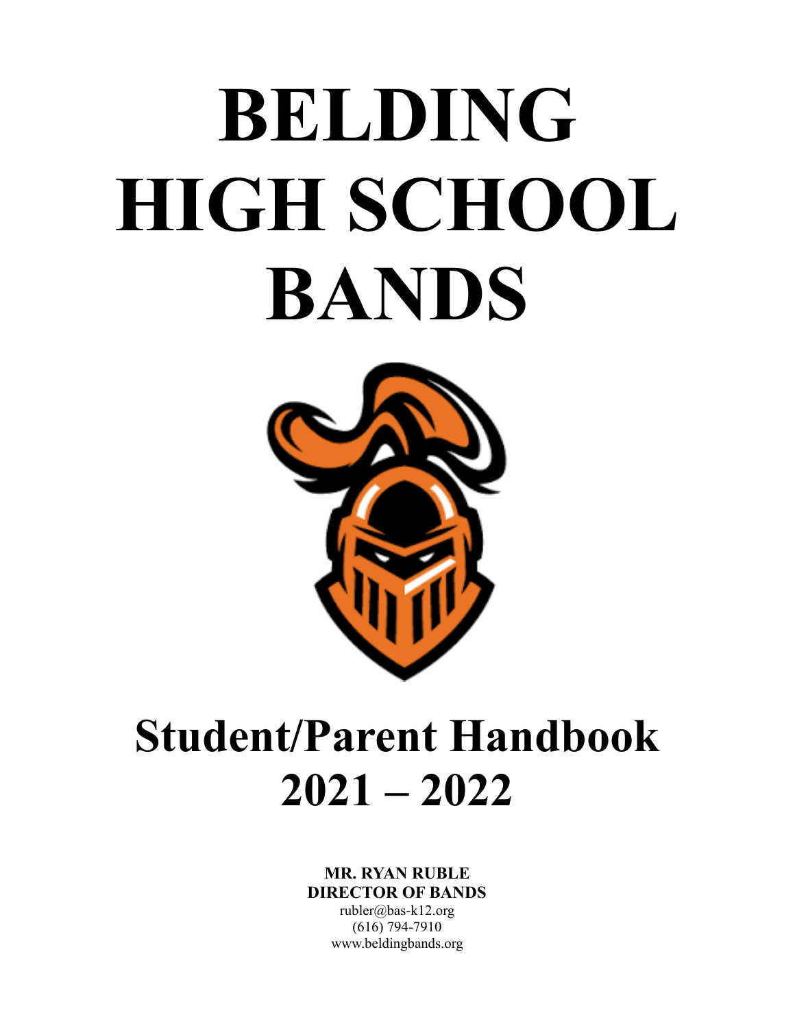# BELDING HIGH SCHOOL BANDS

# Student/Parent Handbook 2021 – 2022

**MR. RYAN RUBLE**
**DIRECTOR OF BANDS**
rubler@bas-k12.org
(616) 794-7910
www.beldingbands.org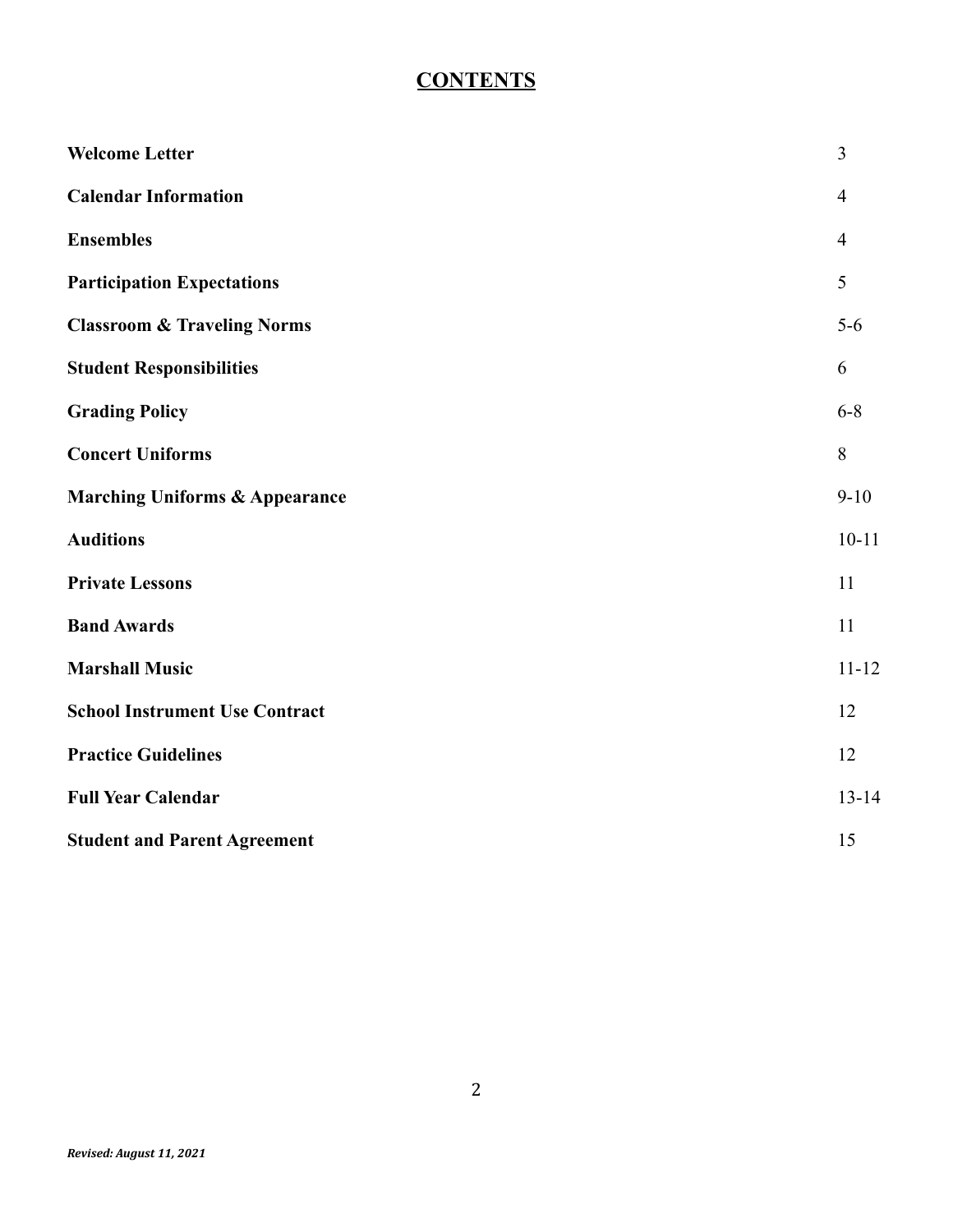# CONTENTS

| | |
|---|---|
| **Welcome Letter** | 3 |
| **Calendar Information** | 4 |
| **Ensembles** | 4 |
| **Participation Expectations** | 5 |
| **Classroom & Traveling Norms** | 5-6 |
| **Student Responsibilities** | 6 |
| **Grading Policy** | 6-8 |
| **Concert Uniforms** | 8 |
| **Marching Uniforms & Appearance** | 9-10 |
| **Auditions** | 10-11 |
| **Private Lessons** | 11 |
| **Band Awards** | 11 |
| **Marshall Music** | 11-12 |
| **School Instrument Use Contract** | 12 |
| **Practice Guidelines** | 12 |
| **Full Year Calendar** | 13-14 |
| **Student and Parent Agreement** | 15 |

***Revised: August 11, 2021***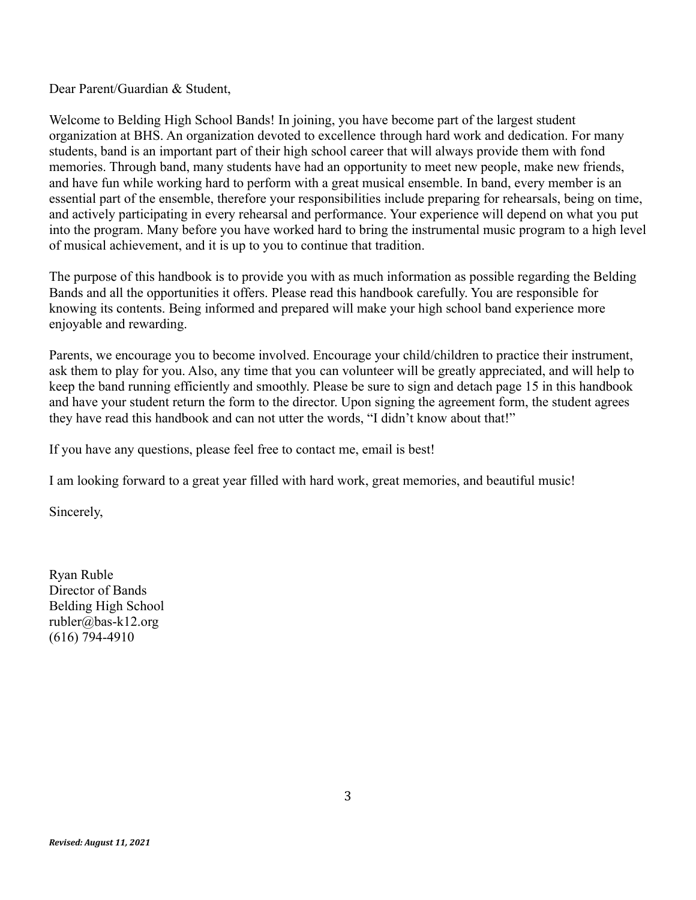Dear Parent/Guardian & Student,

Welcome to Belding High School Bands! In joining, you have become part of the largest student organization at BHS. An organization devoted to excellence through hard work and dedication. For many students, band is an important part of their high school career that will always provide them with fond memories. Through band, many students have had an opportunity to meet new people, make new friends, and have fun while working hard to perform with a great musical ensemble. In band, every member is an essential part of the ensemble, therefore your responsibilities include preparing for rehearsals, being on time, and actively participating in every rehearsal and performance. Your experience will depend on what you put into the program. Many before you have worked hard to bring the instrumental music program to a high level of musical achievement, and it is up to you to continue that tradition.

The purpose of this handbook is to provide you with as much information as possible regarding the Belding Bands and all the opportunities it offers. Please read this handbook carefully. You are responsible for knowing its contents. Being informed and prepared will make your high school band experience more enjoyable and rewarding.

Parents, we encourage you to become involved. Encourage your child/children to practice their instrument, ask them to play for you. Also, any time that you can volunteer will be greatly appreciated, and will help to keep the band running efficiently and smoothly. Please be sure to sign and detach page 15 in this handbook and have your student return the form to the director. Upon signing the agreement form, the student agrees they have read this handbook and can not utter the words, "I didn't know about that!"

If you have any questions, please feel free to contact me, email is best!

I am looking forward to a great year filled with hard work, great memories, and beautiful music!

Sincerely,

Ryan Ruble  
Director of Bands  
Belding High School  
rubler@bas-k12.org  
(616) 794-4910

*Revised: August 11, 2021*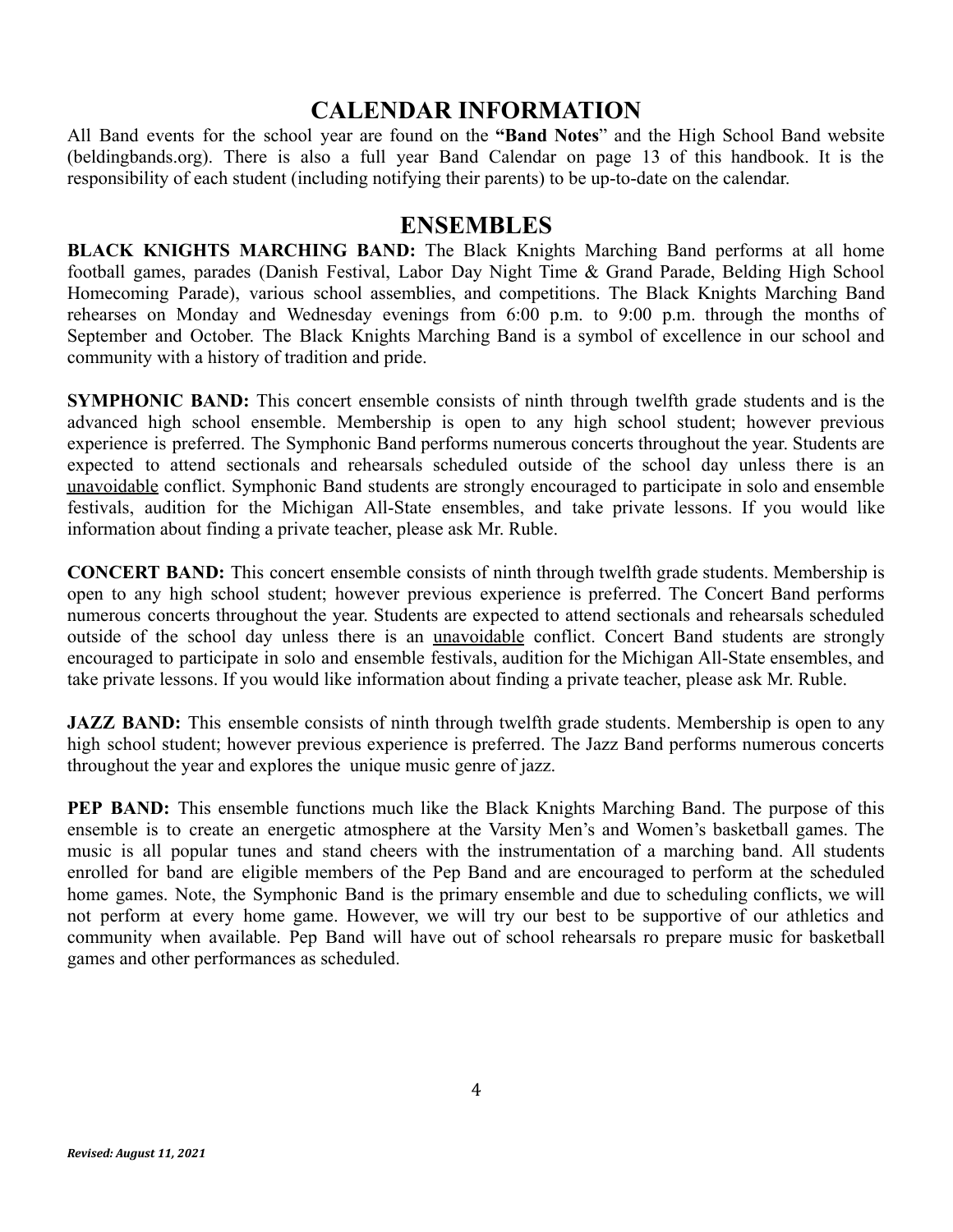# CALENDAR INFORMATION

All Band events for the school year are found on the **"Band Notes**" and the High School Band website (beldingbands.org). There is also a full year Band Calendar on page 13 of this handbook. It is the responsibility of each student (including notifying their parents) to be up-to-date on the calendar.

# ENSEMBLES

**BLACK KNIGHTS MARCHING BAND:** The Black Knights Marching Band performs at all home football games, parades (Danish Festival, Labor Day Night Time & Grand Parade, Belding High School Homecoming Parade), various school assemblies, and competitions. The Black Knights Marching Band rehearses on Monday and Wednesday evenings from 6:00 p.m. to 9:00 p.m. through the months of September and October. The Black Knights Marching Band is a symbol of excellence in our school and community with a history of tradition and pride.

**SYMPHONIC BAND:** This concert ensemble consists of ninth through twelfth grade students and is the advanced high school ensemble. Membership is open to any high school student; however previous experience is preferred. The Symphonic Band performs numerous concerts throughout the year. Students are expected to attend sectionals and rehearsals scheduled outside of the school day unless there is an <u>unavoidable</u> conflict. Symphonic Band students are strongly encouraged to participate in solo and ensemble festivals, audition for the Michigan All-State ensembles, and take private lessons. If you would like information about finding a private teacher, please ask Mr. Ruble.

**CONCERT BAND:** This concert ensemble consists of ninth through twelfth grade students. Membership is open to any high school student; however previous experience is preferred. The Concert Band performs numerous concerts throughout the year. Students are expected to attend sectionals and rehearsals scheduled outside of the school day unless there is an <u>unavoidable</u> conflict. Concert Band students are strongly encouraged to participate in solo and ensemble festivals, audition for the Michigan All-State ensembles, and take private lessons. If you would like information about finding a private teacher, please ask Mr. Ruble.

**JAZZ BAND:** This ensemble consists of ninth through twelfth grade students. Membership is open to any high school student; however previous experience is preferred. The Jazz Band performs numerous concerts throughout the year and explores the unique music genre of jazz.

**PEP BAND:** This ensemble functions much like the Black Knights Marching Band. The purpose of this ensemble is to create an energetic atmosphere at the Varsity Men's and Women's basketball games. The music is all popular tunes and stand cheers with the instrumentation of a marching band. All students enrolled for band are eligible members of the Pep Band and are encouraged to perform at the scheduled home games. Note, the Symphonic Band is the primary ensemble and due to scheduling conflicts, we will not perform at every home game. However, we will try our best to be supportive of our athletics and community when available. Pep Band will have out of school rehearsals ro prepare music for basketball games and other performances as scheduled.

*Revised: August 11, 2021*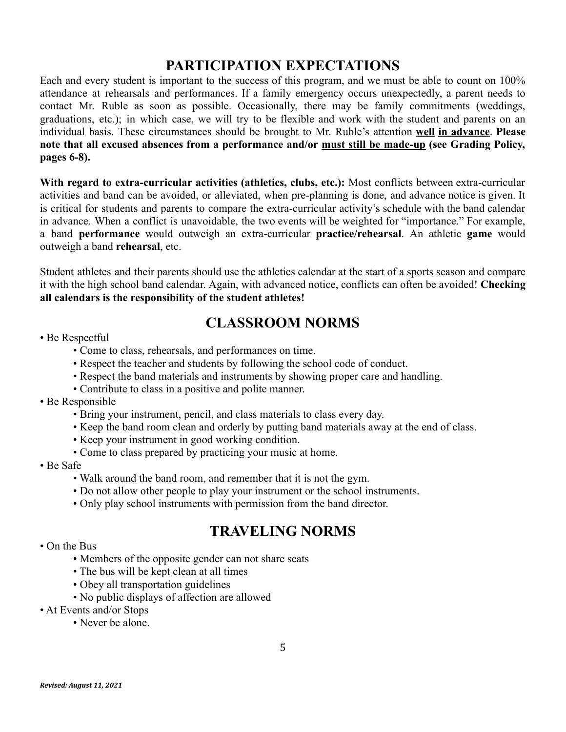## PARTICIPATION EXPECTATIONS

Each and every student is important to the success of this program, and we must be able to count on 100% attendance at rehearsals and performances. If a family emergency occurs unexpectedly, a parent needs to contact Mr. Ruble as soon as possible. Occasionally, there may be family commitments (weddings, graduations, etc.); in which case, we will try to be flexible and work with the student and parents on an individual basis. These circumstances should be brought to Mr. Ruble's attention **well in advance**. **Please note that all excused absences from a performance and/or must still be made-up (see Grading Policy, pages 6-8).**

**With regard to extra-curricular activities (athletics, clubs, etc.):** Most conflicts between extra-curricular activities and band can be avoided, or alleviated, when pre-planning is done, and advance notice is given. It is critical for students and parents to compare the extra-curricular activity's schedule with the band calendar in advance. When a conflict is unavoidable, the two events will be weighted for "importance." For example, a band **performance** would outweigh an extra-curricular **practice/rehearsal**. An athletic **game** would outweigh a band **rehearsal**, etc.

Student athletes and their parents should use the athletics calendar at the start of a sports season and compare it with the high school band calendar. Again, with advanced notice, conflicts can often be avoided! **Checking all calendars is the responsibility of the student athletes!**

## CLASSROOM NORMS

- Be Respectful
  - Come to class, rehearsals, and performances on time.
  - Respect the teacher and students by following the school code of conduct.
  - Respect the band materials and instruments by showing proper care and handling.
  - Contribute to class in a positive and polite manner.
- Be Responsible
  - Bring your instrument, pencil, and class materials to class every day.
  - Keep the band room clean and orderly by putting band materials away at the end of class.
  - Keep your instrument in good working condition.
  - Come to class prepared by practicing your music at home.
- Be Safe
  - Walk around the band room, and remember that it is not the gym.
  - Do not allow other people to play your instrument or the school instruments.
  - Only play school instruments with permission from the band director.

## TRAVELING NORMS

- On the Bus
  - Members of the opposite gender can not share seats
  - The bus will be kept clean at all times
  - Obey all transportation guidelines
  - No public displays of affection are allowed
- At Events and/or Stops
  - Never be alone.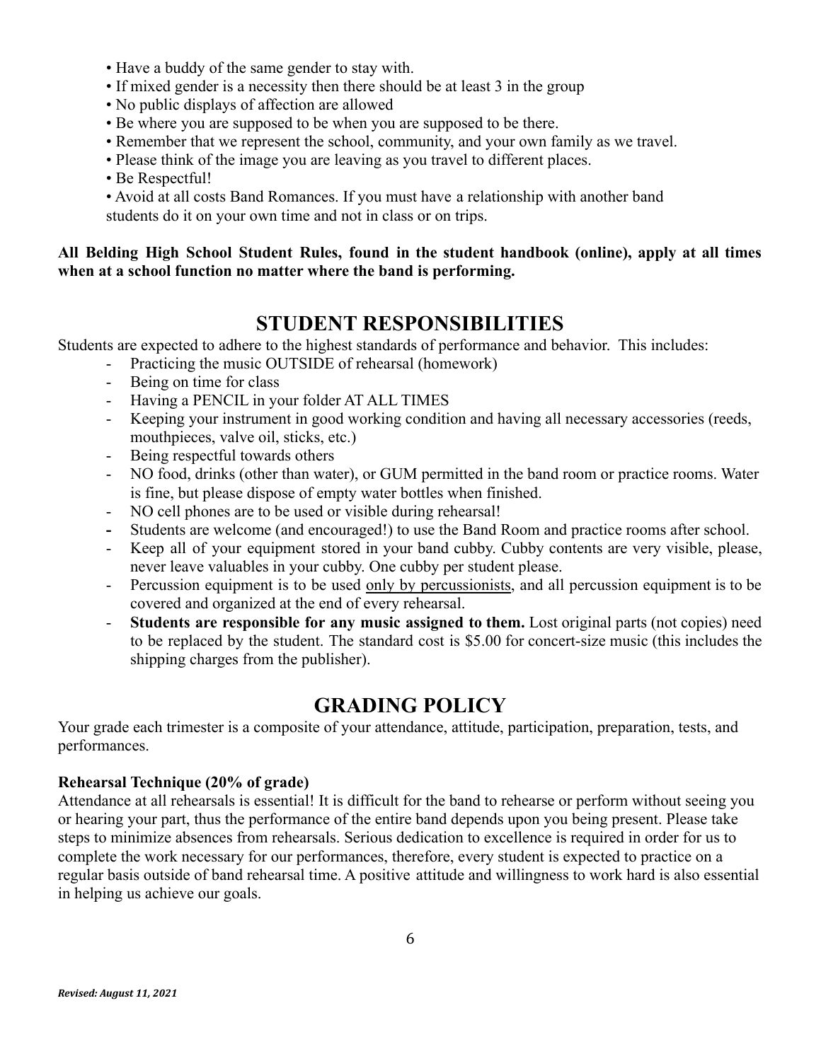- Have a buddy of the same gender to stay with.
- If mixed gender is a necessity then there should be at least 3 in the group
- No public displays of affection are allowed
- Be where you are supposed to be when you are supposed to be there.
- Remember that we represent the school, community, and your own family as we travel.
- Please think of the image you are leaving as you travel to different places.
- Be Respectful!
- Avoid at all costs Band Romances. If you must have a relationship with another band students do it on your own time and not in class or on trips.

**All Belding High School Student Rules, found in the student handbook (online), apply at all times when at a school function no matter where the band is performing.**

# STUDENT RESPONSIBILITIES

Students are expected to adhere to the highest standards of performance and behavior. This includes:

- Practicing the music OUTSIDE of rehearsal (homework)
- Being on time for class
- Having a PENCIL in your folder AT ALL TIMES
- Keeping your instrument in good working condition and having all necessary accessories (reeds, mouthpieces, valve oil, sticks, etc.)
- Being respectful towards others
- NO food, drinks (other than water), or GUM permitted in the band room or practice rooms. Water is fine, but please dispose of empty water bottles when finished.
- NO cell phones are to be used or visible during rehearsal!
- Students are welcome (and encouraged!) to use the Band Room and practice rooms after school.
- Keep all of your equipment stored in your band cubby. Cubby contents are very visible, please, never leave valuables in your cubby. One cubby per student please.
- Percussion equipment is to be used <u>only by percussionists</u>, and all percussion equipment is to be covered and organized at the end of every rehearsal.
- **Students are responsible for any music assigned to them.** Lost original parts (not copies) need to be replaced by the student. The standard cost is $5.00 for concert-size music (this includes the shipping charges from the publisher).

# GRADING POLICY

Your grade each trimester is a composite of your attendance, attitude, participation, preparation, tests, and performances.

**Rehearsal Technique (20% of grade)**

Attendance at all rehearsals is essential! It is difficult for the band to rehearse or perform without seeing you or hearing your part, thus the performance of the entire band depends upon you being present. Please take steps to minimize absences from rehearsals. Serious dedication to excellence is required in order for us to complete the work necessary for our performances, therefore, every student is expected to practice on a regular basis outside of band rehearsal time. A positive attitude and willingness to work hard is also essential in helping us achieve our goals.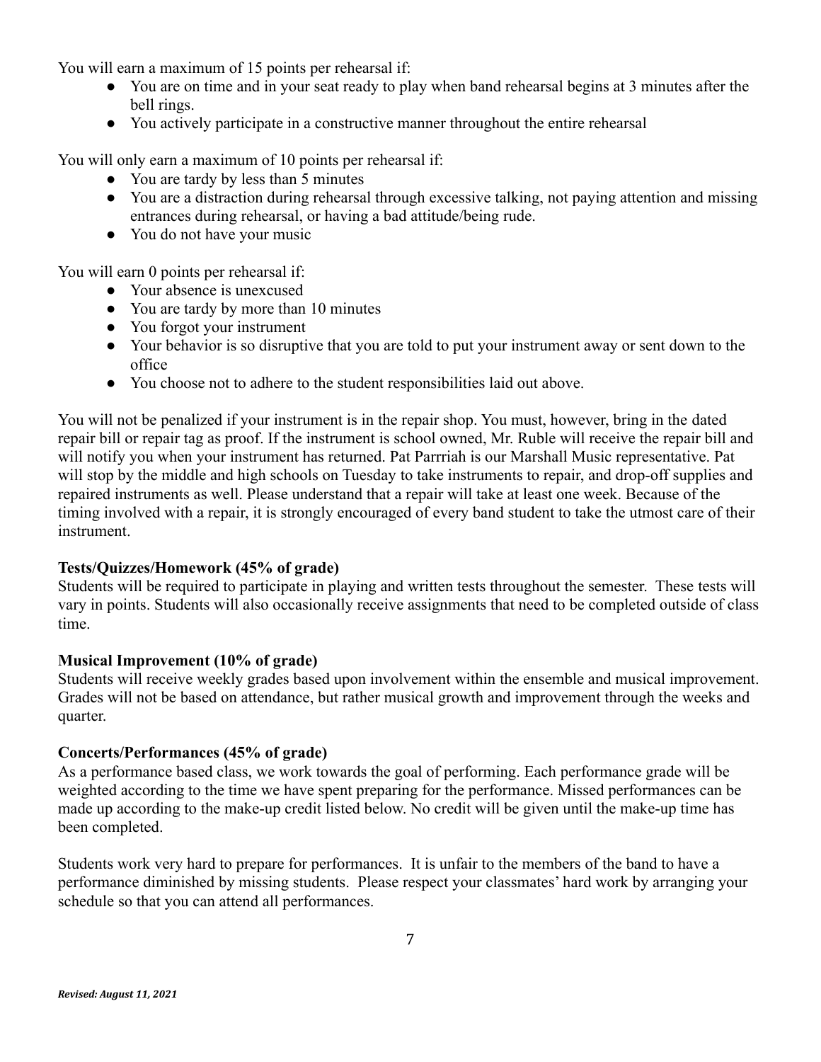You will earn a maximum of 15 points per rehearsal if:

- You are on time and in your seat ready to play when band rehearsal begins at 3 minutes after the bell rings.
- You actively participate in a constructive manner throughout the entire rehearsal

You will only earn a maximum of 10 points per rehearsal if:

- You are tardy by less than 5 minutes
- You are a distraction during rehearsal through excessive talking, not paying attention and missing entrances during rehearsal, or having a bad attitude/being rude.
- You do not have your music

You will earn 0 points per rehearsal if:

- Your absence is unexcused
- You are tardy by more than 10 minutes
- You forgot your instrument
- Your behavior is so disruptive that you are told to put your instrument away or sent down to the office
- You choose not to adhere to the student responsibilities laid out above.

You will not be penalized if your instrument is in the repair shop. You must, however, bring in the dated repair bill or repair tag as proof. If the instrument is school owned, Mr. Ruble will receive the repair bill and will notify you when your instrument has returned. Pat Parrriah is our Marshall Music representative. Pat will stop by the middle and high schools on Tuesday to take instruments to repair, and drop-off supplies and repaired instruments as well. Please understand that a repair will take at least one week. Because of the timing involved with a repair, it is strongly encouraged of every band student to take the utmost care of their instrument.

**Tests/Quizzes/Homework (45% of grade)**
Students will be required to participate in playing and written tests throughout the semester. These tests will vary in points. Students will also occasionally receive assignments that need to be completed outside of class time.

**Musical Improvement (10% of grade)**
Students will receive weekly grades based upon involvement within the ensemble and musical improvement. Grades will not be based on attendance, but rather musical growth and improvement through the weeks and quarter.

**Concerts/Performances (45% of grade)**
As a performance based class, we work towards the goal of performing. Each performance grade will be weighted according to the time we have spent preparing for the performance. Missed performances can be made up according to the make-up credit listed below. No credit will be given until the make-up time has been completed.

Students work very hard to prepare for performances. It is unfair to the members of the band to have a performance diminished by missing students. Please respect your classmates' hard work by arranging your schedule so that you can attend all performances.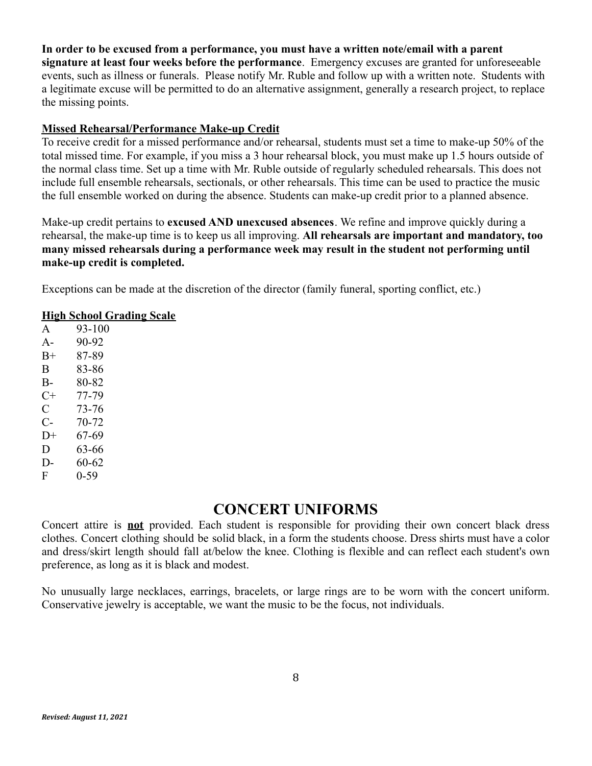**In order to be excused from a performance, you must have a written note/email with a parent signature at least four weeks before the performance**. Emergency excuses are granted for unforeseeable events, such as illness or funerals. Please notify Mr. Ruble and follow up with a written note. Students with a legitimate excuse will be permitted to do an alternative assignment, generally a research project, to replace the missing points.

**Missed Rehearsal/Performance Make-up Credit**

To receive credit for a missed performance and/or rehearsal, students must set a time to make-up 50% of the total missed time. For example, if you miss a 3 hour rehearsal block, you must make up 1.5 hours outside of the normal class time. Set up a time with Mr. Ruble outside of regularly scheduled rehearsals. This does not include full ensemble rehearsals, sectionals, or other rehearsals. This time can be used to practice the music the full ensemble worked on during the absence. Students can make-up credit prior to a planned absence.

Make-up credit pertains to **excused AND unexcused absences**. We refine and improve quickly during a rehearsal, the make-up time is to keep us all improving. **All rehearsals are important and mandatory, too many missed rehearsals during a performance week may result in the student not performing until make-up credit is completed.**

Exceptions can be made at the discretion of the director (family funeral, sporting conflict, etc.)

**High School Grading Scale**

| | |
|---|---|
| A | 93-100 |
| A- | 90-92 |
| B+ | 87-89 |
| B | 83-86 |
| B- | 80-82 |
| C+ | 77-79 |
| C | 73-76 |
| C- | 70-72 |
| D+ | 67-69 |
| D | 63-66 |
| D- | 60-62 |
| F | 0-59 |

# CONCERT UNIFORMS

Concert attire is **not** provided. Each student is responsible for providing their own concert black dress clothes. Concert clothing should be solid black, in a form the students choose. Dress shirts must have a color and dress/skirt length should fall at/below the knee. Clothing is flexible and can reflect each student's own preference, as long as it is black and modest.

No unusually large necklaces, earrings, bracelets, or large rings are to be worn with the concert uniform. Conservative jewelry is acceptable, we want the music to be the focus, not individuals.

***Revised: August 11, 2021***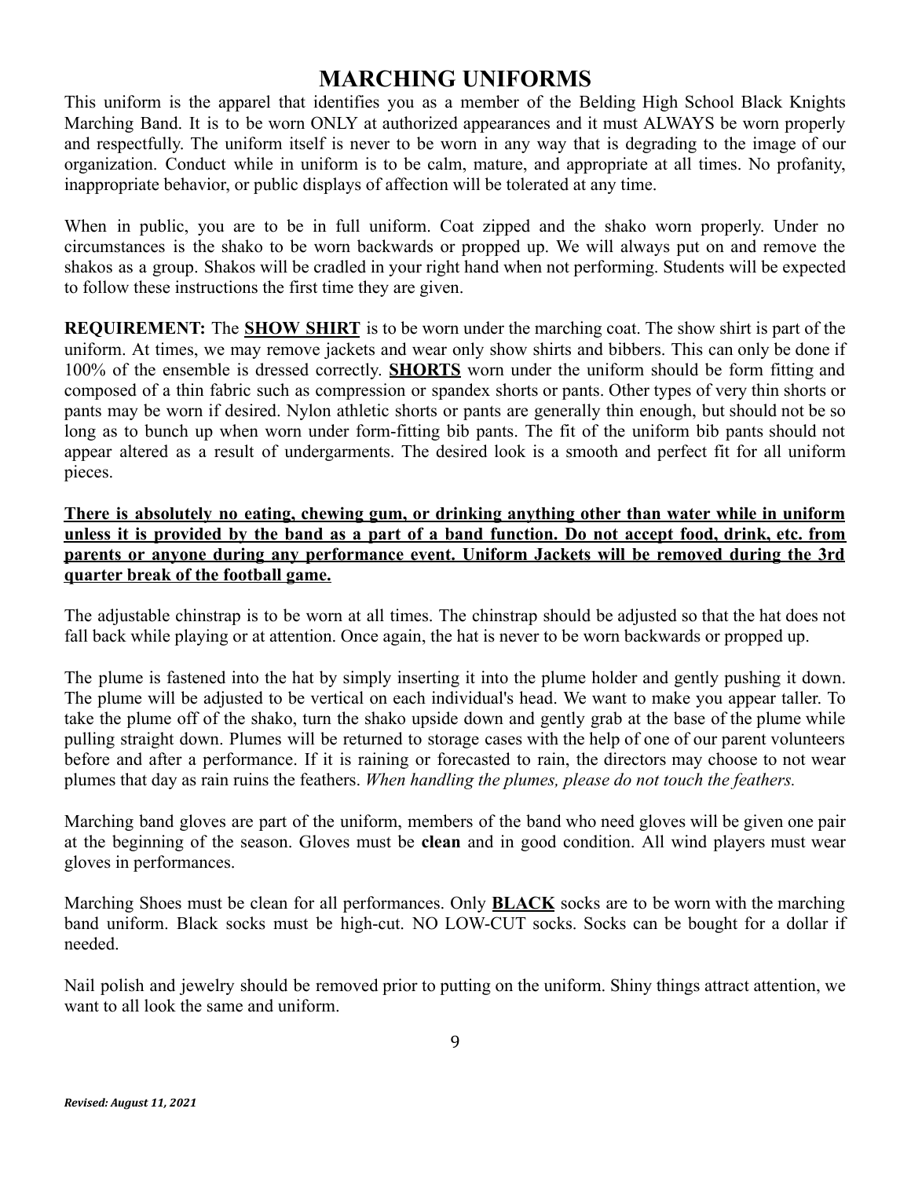# MARCHING UNIFORMS

This uniform is the apparel that identifies you as a member of the Belding High School Black Knights Marching Band. It is to be worn ONLY at authorized appearances and it must ALWAYS be worn properly and respectfully. The uniform itself is never to be worn in any way that is degrading to the image of our organization. Conduct while in uniform is to be calm, mature, and appropriate at all times. No profanity, inappropriate behavior, or public displays of affection will be tolerated at any time.

When in public, you are to be in full uniform. Coat zipped and the shako worn properly. Under no circumstances is the shako to be worn backwards or propped up. We will always put on and remove the shakos as a group. Shakos will be cradled in your right hand when not performing. Students will be expected to follow these instructions the first time they are given.

**REQUIREMENT:** The <u>**SHOW SHIRT**</u> is to be worn under the marching coat. The show shirt is part of the uniform. At times, we may remove jackets and wear only show shirts and bibbers. This can only be done if 100% of the ensemble is dressed correctly. <u>**SHORTS**</u> worn under the uniform should be form fitting and composed of a thin fabric such as compression or spandex shorts or pants. Other types of very thin shorts or pants may be worn if desired. Nylon athletic shorts or pants are generally thin enough, but should not be so long as to bunch up when worn under form-fitting bib pants. The fit of the uniform bib pants should not appear altered as a result of undergarments. The desired look is a smooth and perfect fit for all uniform pieces.

<u>**There is absolutely no eating, chewing gum, or drinking anything other than water while in uniform unless it is provided by the band as a part of a band function. Do not accept food, drink, etc. from parents or anyone during any performance event. Uniform Jackets will be removed during the 3rd quarter break of the football game.**</u>

The adjustable chinstrap is to be worn at all times. The chinstrap should be adjusted so that the hat does not fall back while playing or at attention. Once again, the hat is never to be worn backwards or propped up.

The plume is fastened into the hat by simply inserting it into the plume holder and gently pushing it down. The plume will be adjusted to be vertical on each individual's head. We want to make you appear taller. To take the plume off of the shako, turn the shako upside down and gently grab at the base of the plume while pulling straight down. Plumes will be returned to storage cases with the help of one of our parent volunteers before and after a performance. If it is raining or forecasted to rain, the directors may choose to not wear plumes that day as rain ruins the feathers. *When handling the plumes, please do not touch the feathers.*

Marching band gloves are part of the uniform, members of the band who need gloves will be given one pair at the beginning of the season. Gloves must be **clean** and in good condition. All wind players must wear gloves in performances.

Marching Shoes must be clean for all performances. Only <u>**BLACK**</u> socks are to be worn with the marching band uniform. Black socks must be high-cut. NO LOW-CUT socks. Socks can be bought for a dollar if needed.

Nail polish and jewelry should be removed prior to putting on the uniform. Shiny things attract attention, we want to all look the same and uniform.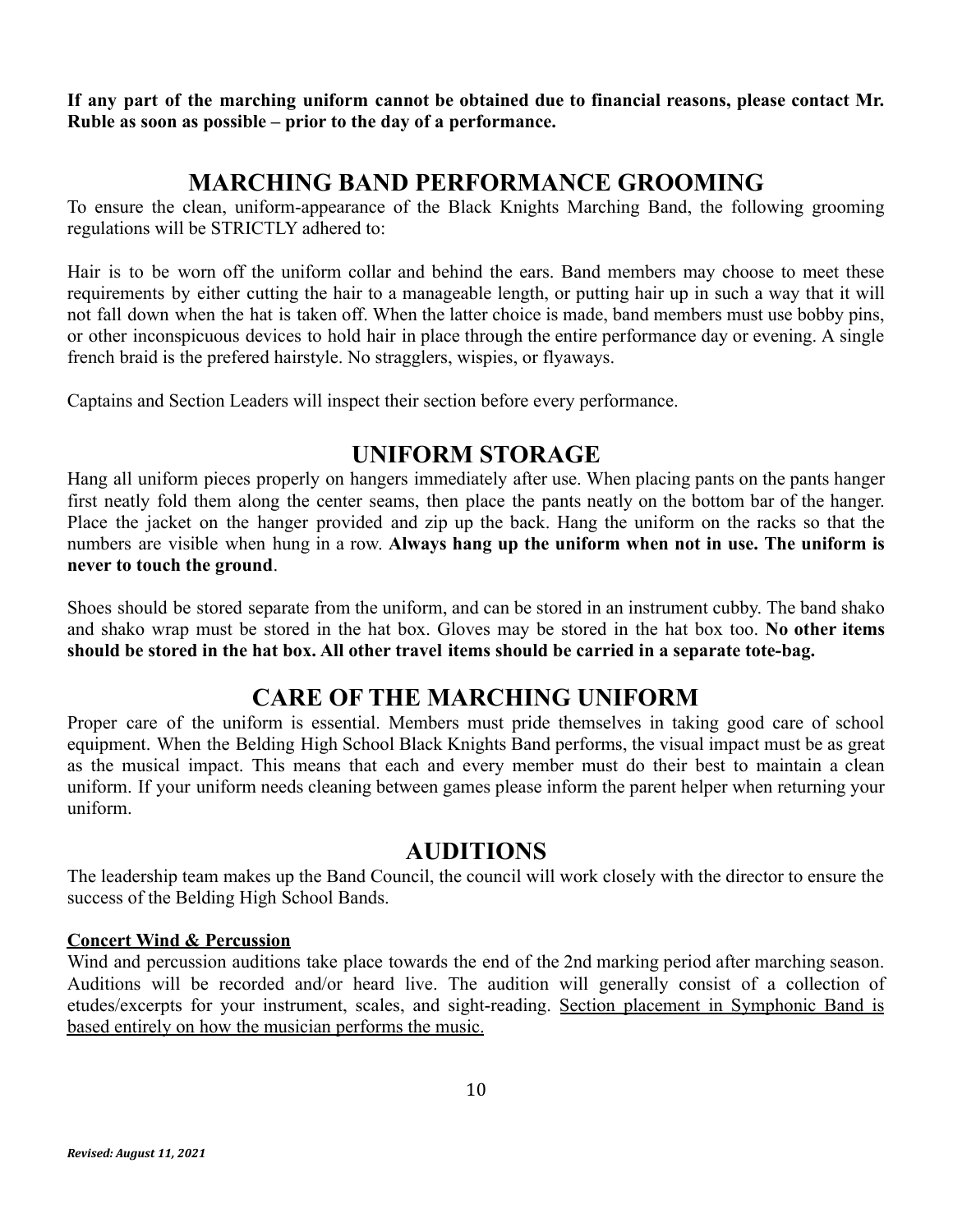**If any part of the marching uniform cannot be obtained due to financial reasons, please contact Mr. Ruble as soon as possible – prior to the day of a performance.**

## MARCHING BAND PERFORMANCE GROOMING

To ensure the clean, uniform-appearance of the Black Knights Marching Band, the following grooming regulations will be STRICTLY adhered to:

Hair is to be worn off the uniform collar and behind the ears. Band members may choose to meet these requirements by either cutting the hair to a manageable length, or putting hair up in such a way that it will not fall down when the hat is taken off. When the latter choice is made, band members must use bobby pins, or other inconspicuous devices to hold hair in place through the entire performance day or evening. A single french braid is the prefered hairstyle. No stragglers, wispies, or flyaways.

Captains and Section Leaders will inspect their section before every performance.

## UNIFORM STORAGE

Hang all uniform pieces properly on hangers immediately after use. When placing pants on the pants hanger first neatly fold them along the center seams, then place the pants neatly on the bottom bar of the hanger. Place the jacket on the hanger provided and zip up the back. Hang the uniform on the racks so that the numbers are visible when hung in a row. **Always hang up the uniform when not in use. The uniform is never to touch the ground**.

Shoes should be stored separate from the uniform, and can be stored in an instrument cubby. The band shako and shako wrap must be stored in the hat box. Gloves may be stored in the hat box too. **No other items should be stored in the hat box. All other travel items should be carried in a separate tote-bag.**

## CARE OF THE MARCHING UNIFORM

Proper care of the uniform is essential. Members must pride themselves in taking good care of school equipment. When the Belding High School Black Knights Band performs, the visual impact must be as great as the musical impact. This means that each and every member must do their best to maintain a clean uniform. If your uniform needs cleaning between games please inform the parent helper when returning your uniform.

## AUDITIONS

The leadership team makes up the Band Council, the council will work closely with the director to ensure the success of the Belding High School Bands.

**Concert Wind & Percussion**

Wind and percussion auditions take place towards the end of the 2nd marking period after marching season. Auditions will be recorded and/or heard live. The audition will generally consist of a collection of etudes/excerpts for your instrument, scales, and sight-reading. Section placement in Symphonic Band is based entirely on how the musician performs the music.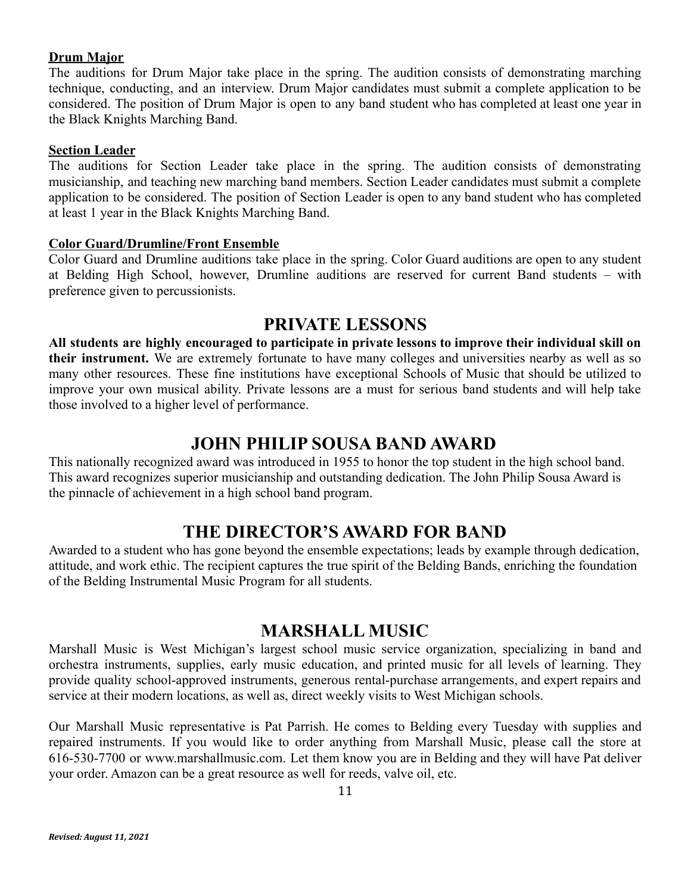**Drum Major**

The auditions for Drum Major take place in the spring. The audition consists of demonstrating marching technique, conducting, and an interview. Drum Major candidates must submit a complete application to be considered. The position of Drum Major is open to any band student who has completed at least one year in the Black Knights Marching Band.

**Section Leader**

The auditions for Section Leader take place in the spring. The audition consists of demonstrating musicianship, and teaching new marching band members. Section Leader candidates must submit a complete application to be considered. The position of Section Leader is open to any band student who has completed at least 1 year in the Black Knights Marching Band.

**Color Guard/Drumline/Front Ensemble**

Color Guard and Drumline auditions take place in the spring. Color Guard auditions are open to any student at Belding High School, however, Drumline auditions are reserved for current Band students – with preference given to percussionists.

# PRIVATE LESSONS

**All students are highly encouraged to participate in private lessons to improve their individual skill on their instrument.** We are extremely fortunate to have many colleges and universities nearby as well as so many other resources. These fine institutions have exceptional Schools of Music that should be utilized to improve your own musical ability. Private lessons are a must for serious band students and will help take those involved to a higher level of performance.

# JOHN PHILIP SOUSA BAND AWARD

This nationally recognized award was introduced in 1955 to honor the top student in the high school band. This award recognizes superior musicianship and outstanding dedication. The John Philip Sousa Award is the pinnacle of achievement in a high school band program.

# THE DIRECTOR'S AWARD FOR BAND

Awarded to a student who has gone beyond the ensemble expectations; leads by example through dedication, attitude, and work ethic. The recipient captures the true spirit of the Belding Bands, enriching the foundation of the Belding Instrumental Music Program for all students.

# MARSHALL MUSIC

Marshall Music is West Michigan's largest school music service organization, specializing in band and orchestra instruments, supplies, early music education, and printed music for all levels of learning. They provide quality school-approved instruments, generous rental-purchase arrangements, and expert repairs and service at their modern locations, as well as, direct weekly visits to West Michigan schools.

Our Marshall Music representative is Pat Parrish. He comes to Belding every Tuesday with supplies and repaired instruments. If you would like to order anything from Marshall Music, please call the store at 616-530-7700 or www.marshallmusic.com. Let them know you are in Belding and they will have Pat deliver your order. Amazon can be a great resource as well for reeds, valve oil, etc.

*Revised: August 11, 2021*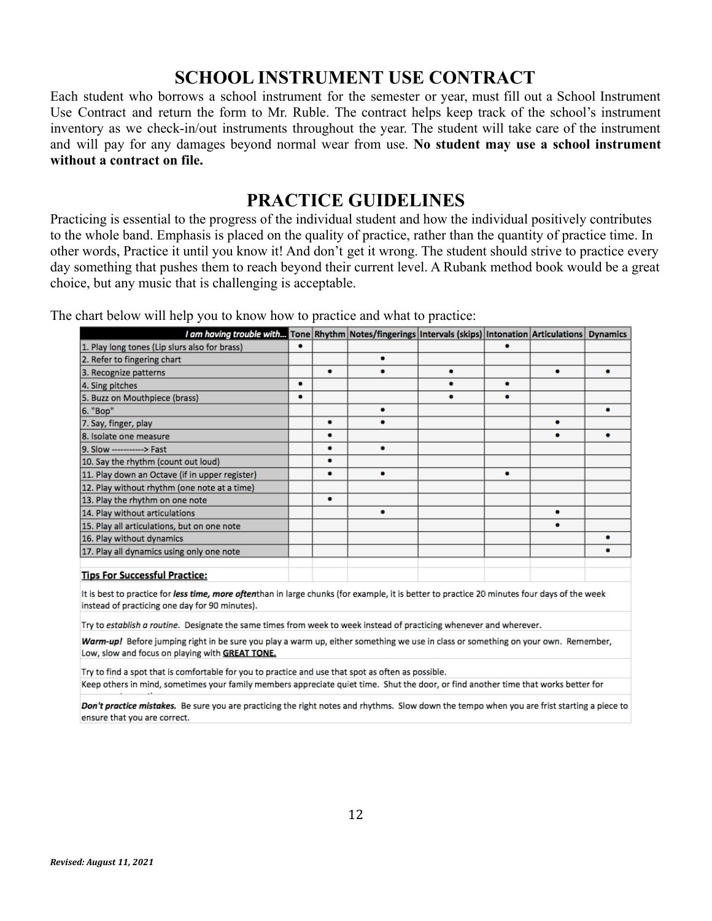## SCHOOL INSTRUMENT USE CONTRACT

Each student who borrows a school instrument for the semester or year, must fill out a School Instrument Use Contract and return the form to Mr. Ruble. The contract helps keep track of the school's instrument inventory as we check-in/out instruments throughout the year. The student will take care of the instrument and will pay for any damages beyond normal wear from use. **No student may use a school instrument without a contract on file.**

## PRACTICE GUIDELINES

Practicing is essential to the progress of the individual student and how the individual positively contributes to the whole band. Emphasis is placed on the quality of practice, rather than the quantity of practice time. In other words, Practice it until you know it! And don't get it wrong. The student should strive to practice every day something that pushes them to reach beyond their current level. A Rubank method book would be a great choice, but any music that is challenging is acceptable.

The chart below will help you to know how to practice and what to practice:

| ***I am having trouble with...*** | Tone | Rhythm | Notes/fingerings | Intervals (skips) | Intonation | Articulations | Dynamics |
|---|---|---|---|---|---|---|---|
| 1. Play long tones (Lip slurs also for brass) | • | | | | • | | |
| 2. Refer to fingering chart | | | • | | | | |
| 3. Recognize patterns | | • | • | • | | • | • |
| 4. Sing pitches | • | | | • | • | | |
| 5. Buzz on Mouthpiece (brass) | • | | | • | • | | |
| 6. "Bop" | | | • | | | | • |
| 7. Say, finger, play | | • | • | | | • | |
| 8. Isolate one measure | | • | | | | • | • |
| 9. Slow -----------> Fast | | • | • | | | | |
| 10. Say the rhythm (count out loud) | | • | | | | | |
| 11. Play down an Octave (if in upper register) | | • | • | | • | | |
| 12. Play without rhythm (one note at a time) | | | | | | | |
| 13. Play the rhythm on one note | | • | | | | | |
| 14. Play without articulations | | | • | | | • | |
| 15. Play all articulations, but on one note | | | | | | • | |
| 16. Play without dynamics | | | | | | | • |
| 17. Play all dynamics using only one note | | | | | | | • |

**Tips For Successful Practice:**

It is best to practice for ***less time, more often*** than in large chunks (for example, it is better to practice 20 minutes four days of the week instead of practicing one day for 90 minutes).

Try to *establish a routine*. Designate the same times from week to week instead of practicing whenever and wherever.

***Warm-up!*** Before jumping right in be sure you play a warm up, either something we use in class or something on your own. Remember, Low, slow and focus on playing with **GREAT TONE.**

Try to find a spot that is comfortable for you to practice and use that spot as often as possible.

Keep others in mind, sometimes your family members appreciate quiet time. Shut the door, or find another time that works better for

***Don't practice mistakes.*** Be sure you are practicing the right notes and rhythms. Slow down the tempo when you are frist starting a piece to ensure that you are correct.

*Revised: August 11, 2021*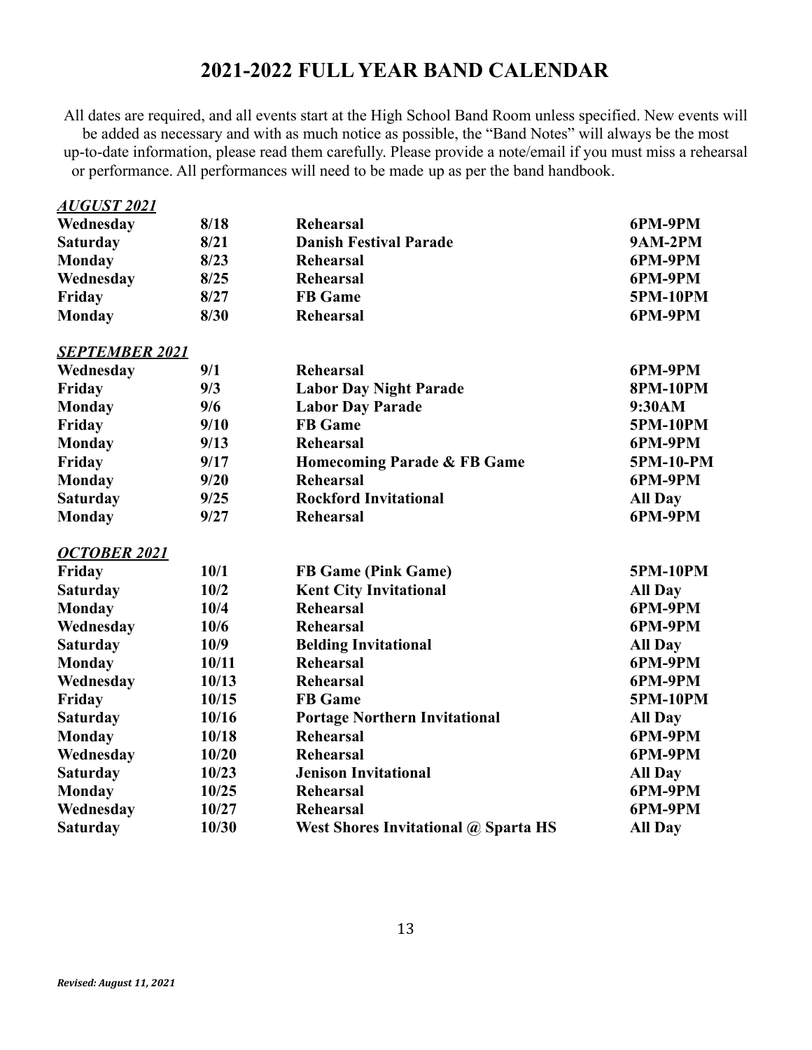# 2021-2022 FULL YEAR BAND CALENDAR

All dates are required, and all events start at the High School Band Room unless specified. New events will be added as necessary and with as much notice as possible, the "Band Notes" will always be the most up-to-date information, please read them carefully. Please provide a note/email if you must miss a rehearsal or performance. All performances will need to be made up as per the band handbook.

***AUGUST 2021***

| | | | |
|---|---|---|---|
| **Wednesday** | **8/18** | **Rehearsal** | **6PM-9PM** |
| **Saturday** | **8/21** | **Danish Festival Parade** | **9AM-2PM** |
| **Monday** | **8/23** | **Rehearsal** | **6PM-9PM** |
| **Wednesday** | **8/25** | **Rehearsal** | **6PM-9PM** |
| **Friday** | **8/27** | **FB Game** | **5PM-10PM** |
| **Monday** | **8/30** | **Rehearsal** | **6PM-9PM** |

***SEPTEMBER 2021***

| | | | |
|---|---|---|---|
| **Wednesday** | **9/1** | **Rehearsal** | **6PM-9PM** |
| **Friday** | **9/3** | **Labor Day Night Parade** | **8PM-10PM** |
| **Monday** | **9/6** | **Labor Day Parade** | **9:30AM** |
| **Friday** | **9/10** | **FB Game** | **5PM-10PM** |
| **Monday** | **9/13** | **Rehearsal** | **6PM-9PM** |
| **Friday** | **9/17** | **Homecoming Parade & FB Game** | **5PM-10-PM** |
| **Monday** | **9/20** | **Rehearsal** | **6PM-9PM** |
| **Saturday** | **9/25** | **Rockford Invitational** | **All Day** |
| **Monday** | **9/27** | **Rehearsal** | **6PM-9PM** |

***OCTOBER 2021***

| | | | |
|---|---|---|---|
| **Friday** | **10/1** | **FB Game (Pink Game)** | **5PM-10PM** |
| **Saturday** | **10/2** | **Kent City Invitational** | **All Day** |
| **Monday** | **10/4** | **Rehearsal** | **6PM-9PM** |
| **Wednesday** | **10/6** | **Rehearsal** | **6PM-9PM** |
| **Saturday** | **10/9** | **Belding Invitational** | **All Day** |
| **Monday** | **10/11** | **Rehearsal** | **6PM-9PM** |
| **Wednesday** | **10/13** | **Rehearsal** | **6PM-9PM** |
| **Friday** | **10/15** | **FB Game** | **5PM-10PM** |
| **Saturday** | **10/16** | **Portage Northern Invitational** | **All Day** |
| **Monday** | **10/18** | **Rehearsal** | **6PM-9PM** |
| **Wednesday** | **10/20** | **Rehearsal** | **6PM-9PM** |
| **Saturday** | **10/23** | **Jenison Invitational** | **All Day** |
| **Monday** | **10/25** | **Rehearsal** | **6PM-9PM** |
| **Wednesday** | **10/27** | **Rehearsal** | **6PM-9PM** |
| **Saturday** | **10/30** | **West Shores Invitational @ Sparta HS** | **All Day** |

*Revised: August 11, 2021*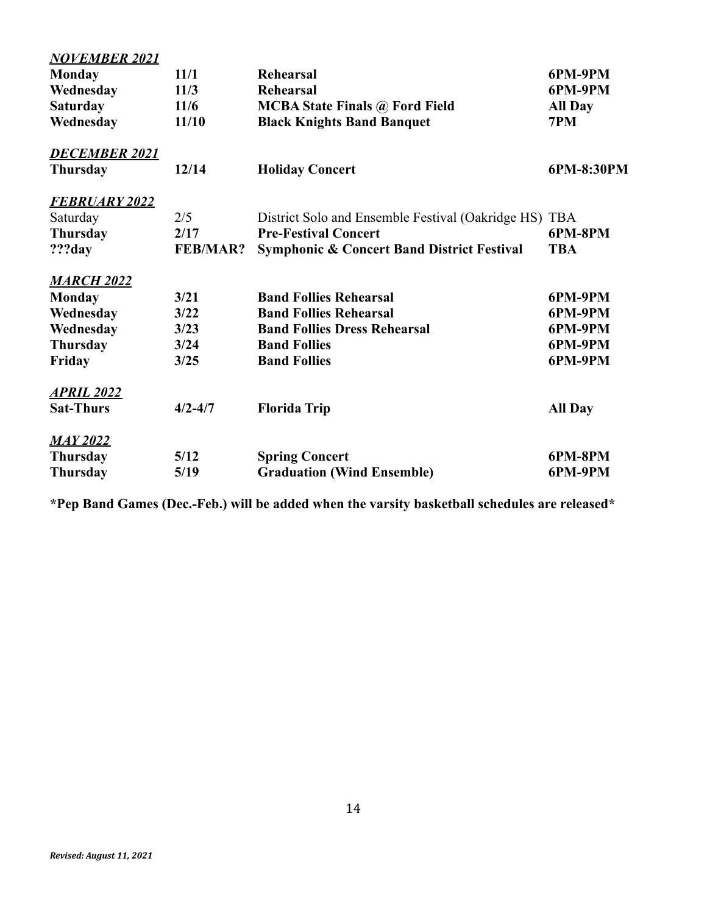***NOVEMBER 2021***

| | | | |
|---|---|---|---|
| **Monday** | **11/1** | **Rehearsal** | **6PM-9PM** |
| **Wednesday** | **11/3** | **Rehearsal** | **6PM-9PM** |
| **Saturday** | **11/6** | **MCBA State Finals @ Ford Field** | **All Day** |
| **Wednesday** | **11/10** | **Black Knights Band Banquet** | **7PM** |

***DECEMBER 2021***

| | | | |
|---|---|---|---|
| **Thursday** | **12/14** | **Holiday Concert** | **6PM-8:30PM** |

***FEBRUARY 2022***

| | | | |
|---|---|---|---|
| Saturday | 2/5 | District Solo and Ensemble Festival (Oakridge HS) | TBA |
| **Thursday** | **2/17** | **Pre-Festival Concert** | **6PM-8PM** |
| **???day** | **FEB/MAR?** | **Symphonic & Concert Band District Festival** | **TBA** |

***MARCH 2022***

| | | | |
|---|---|---|---|
| **Monday** | **3/21** | **Band Follies Rehearsal** | **6PM-9PM** |
| **Wednesday** | **3/22** | **Band Follies Rehearsal** | **6PM-9PM** |
| **Wednesday** | **3/23** | **Band Follies Dress Rehearsal** | **6PM-9PM** |
| **Thursday** | **3/24** | **Band Follies** | **6PM-9PM** |
| **Friday** | **3/25** | **Band Follies** | **6PM-9PM** |

***APRIL 2022***

| | | | |
|---|---|---|---|
| **Sat-Thurs** | **4/2-4/7** | **Florida Trip** | **All Day** |

***MAY 2022***

| | | | |
|---|---|---|---|
| **Thursday** | **5/12** | **Spring Concert** | **6PM-8PM** |
| **Thursday** | **5/19** | **Graduation (Wind Ensemble)** | **6PM-9PM** |

**\*Pep Band Games (Dec.-Feb.) will be added when the varsity basketball schedules are released\***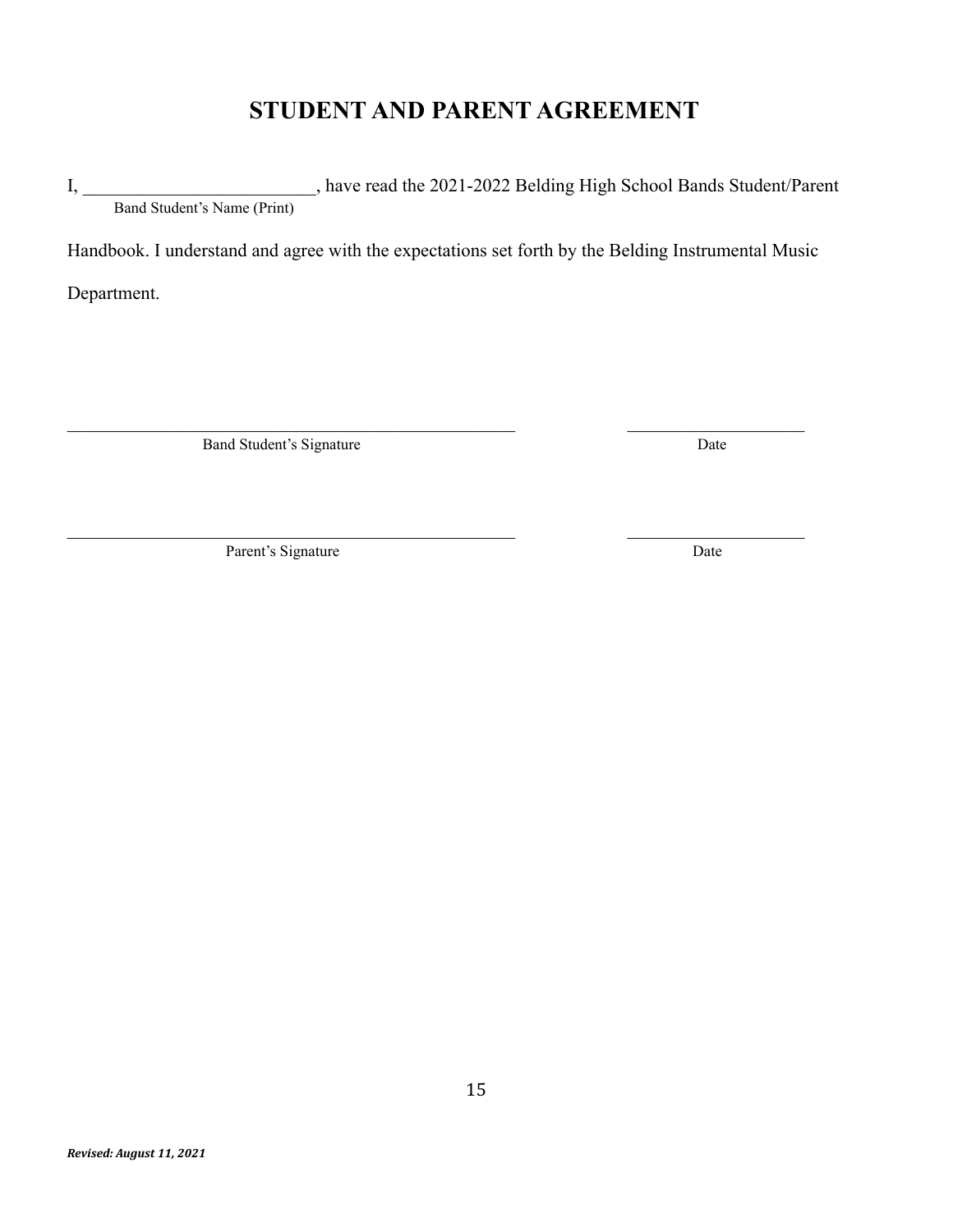# STUDENT AND PARENT AGREEMENT

I, _________________________, have read the 2021-2022 Belding High School Bands Student/Parent
Band Student's Name (Print)

Handbook. I understand and agree with the expectations set forth by the Belding Instrumental Music Department.

_______________________________________________________ _____________________
Band Student's Signature Date

_______________________________________________________ _____________________
Parent's Signature Date

*Revised: August 11, 2021*